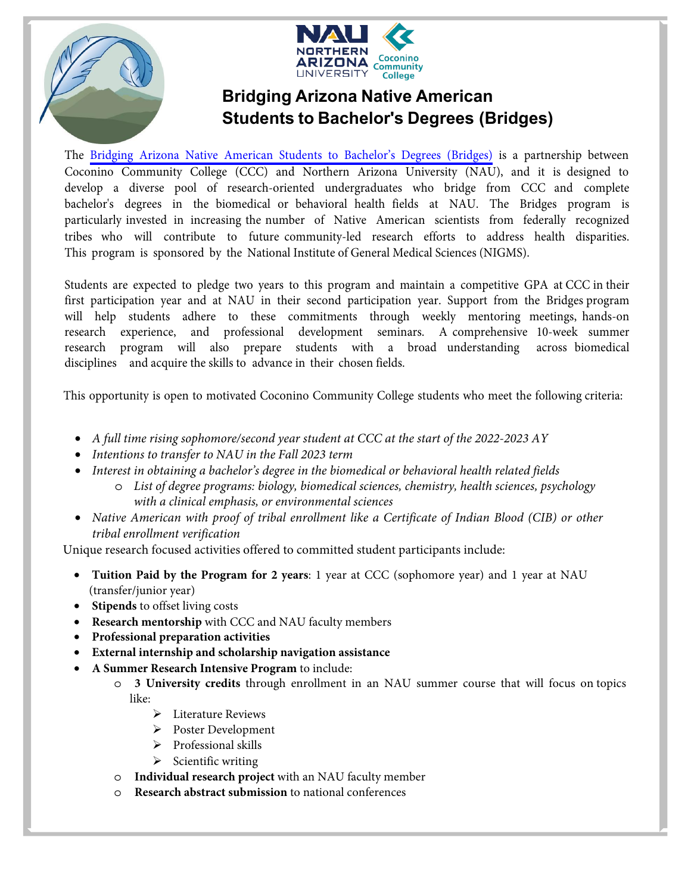# Bridging Arizona Native American Students to Bachelor's Degrees (Bridges)

The Bridging Arizona Native American Students to Bachelor's Degrees (Bridges) is a partnership between Coconino Community College (CCC) and Northern Arizona University (NAU), and it is designed to develop a diverse pool of research-oriented undergraduates who bridge from CCC and complete bachelor's degrees in the biomedical or behavioral health fields at NAU. The Bridges program is particularly invested in increasing the number of Native American scientists from federally recognized tribes who will contribute to future community-led research efforts to address health disparities. This program is sponsored by the National Institute of General Medical Sciences (NIGMS).

Students are expected to pledge two years to this program and maintain a competitive GPA at CCC in their first participation year and at NAU in their second participation year. Support from the Bridges program will help students adhere to these commitments through weekly mentoring meetings, hands-on research experience, and professional development seminars. A comprehensive 10-week summer research program will also prepare students with a broad understanding across biomedical disciplines and acquire the skills to advance in their chosen fields.

This opportunity is open to motivated Coconino Community College students who meet the following criteria:

- *A full time rising sophomore/second year student at CCC at the start of the 2022-2023 AY*
- *Intentions to transfer to NAU in the Fall 2023 term*
- *Interest in obtaining a bachelor's degree in the biomedical or behavioral health related fields*
  - *List of degree programs: biology, biomedical sciences, chemistry, health sciences, psychology with a clinical emphasis, or environmental sciences*
- *Native American with proof of tribal enrollment like a Certificate of Indian Blood (CIB) or other tribal enrollment verification*

Unique research focused activities offered to committed student participants include:

- **Tuition Paid by the Program for 2 years**: 1 year at CCC (sophomore year) and 1 year at NAU (transfer/junior year)
- **Stipends** to offset living costs
- **Research mentorship** with CCC and NAU faculty members
- **Professional preparation activities**
- **External internship and scholarship navigation assistance**
- **A Summer Research Intensive Program** to include:
  - **3 University credits** through enrollment in an NAU summer course that will focus on topics like:
    - Literature Reviews
    - Poster Development
    - Professional skills
    - Scientific writing
  - **Individual research project** with an NAU faculty member
  - **Research abstract submission** to national conferences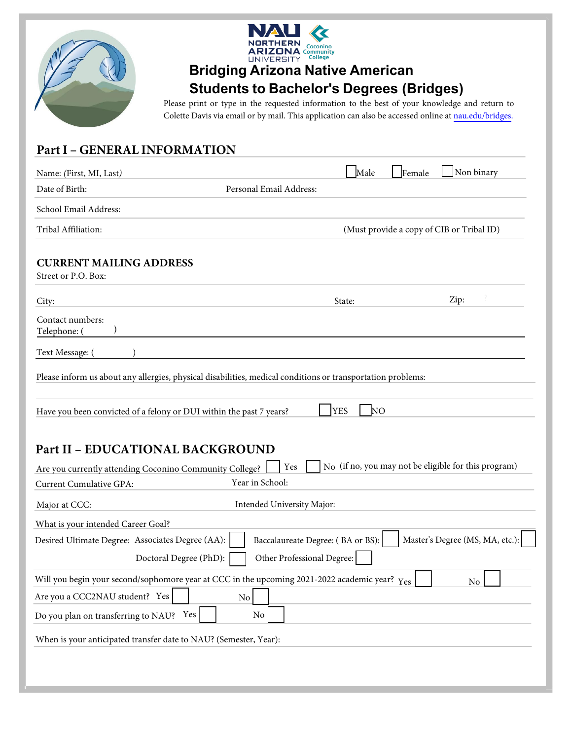# Bridging Arizona Native American Students to Bachelor's Degrees (Bridges)

Please print or type in the requested information to the best of your knowledge and return to Colette Davis via email or by mail. This application can also be accessed online at nau.edu/bridges.

## Part I – GENERAL INFORMATION

Name: (First, MI, Last) ☐ Male ☐ Female ☐ Non binary

Date of Birth: Personal Email Address:

School Email Address:

Tribal Affiliation: (Must provide a copy of CIB or Tribal ID)

### CURRENT MAILING ADDRESS

Street or P.O. Box:

City: State: Zip:

Contact numbers:
Telephone: ( )

Text Message: ( )

Please inform us about any allergies, physical disabilities, medical conditions or transportation problems:

Have you been convicted of a felony or DUI within the past 7 years? ☐ YES ☐ NO

## Part II – EDUCATIONAL BACKGROUND

Are you currently attending Coconino Community College? ☐ Yes ☐ No (if no, you may not be eligible for this program)

Current Cumulative GPA: Year in School:

Major at CCC: Intended University Major:

What is your intended Career Goal?

Desired Ultimate Degree: Associates Degree (AA): ☐ Baccalaureate Degree: ( BA or BS): ☐ Master's Degree (MS, MA, etc.): ☐

Doctoral Degree (PhD): ☐ Other Professional Degree: ☐

Will you begin your second/sophomore year at CCC in the upcoming 2021-2022 academic year? Yes ☐ No ☐

Are you a CCC2NAU student? Yes ☐ No ☐

Do you plan on transferring to NAU? Yes ☐ No ☐

When is your anticipated transfer date to NAU? (Semester, Year):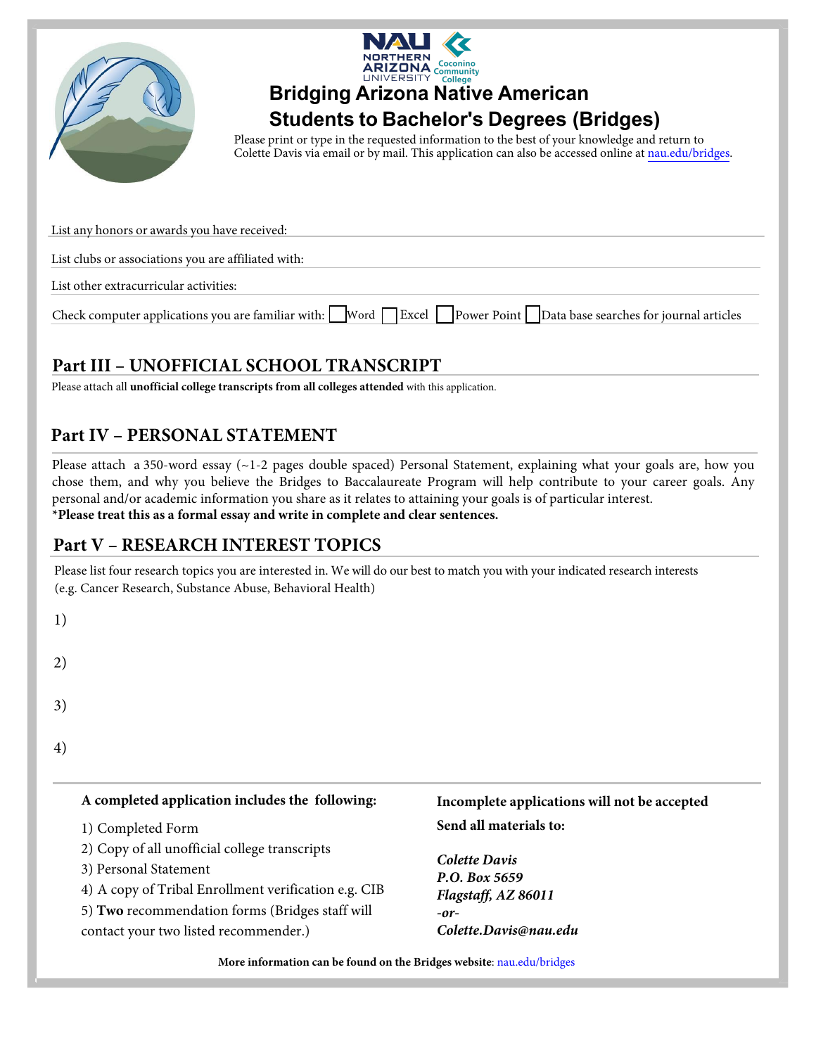# Bridging Arizona Native American Students to Bachelor's Degrees (Bridges)

Please print or type in the requested information to the best of your knowledge and return to Colette Davis via email or by mail. This application can also be accessed online at nau.edu/bridges.

List any honors or awards you have received:

List clubs or associations you are affiliated with:

List other extracurricular activities:

Check computer applications you are familiar with: ☐ Word ☐ Excel ☐ Power Point ☐ Data base searches for journal articles

## Part III – UNOFFICIAL SCHOOL TRANSCRIPT

Please attach all **unofficial college transcripts from all colleges attended** with this application.

## Part IV – PERSONAL STATEMENT

Please attach a 350-word essay (~1-2 pages double spaced) Personal Statement, explaining what your goals are, how you chose them, and why you believe the Bridges to Baccalaureate Program will help contribute to your career goals. Any personal and/or academic information you share as it relates to attaining your goals is of particular interest.
***Please treat this as a formal essay and write in complete and clear sentences.**

## Part V – RESEARCH INTEREST TOPICS

Please list four research topics you are interested in. We will do our best to match you with your indicated research interests (e.g. Cancer Research, Substance Abuse, Behavioral Health)

1)

2)

3)

4)

**A completed application includes the following:**

1) Completed Form
2) Copy of all unofficial college transcripts
3) Personal Statement
4) A copy of Tribal Enrollment verification e.g. CIB
5) **Two** recommendation forms (Bridges staff will contact your two listed recommender.)

**Incomplete applications will not be accepted**

**Send all materials to:**

***Colette Davis***
***P.O. Box 5659***
***Flagstaff, AZ 86011***
***-or-***
***Colette.Davis@nau.edu***

**More information can be found on the Bridges website**: nau.edu/bridges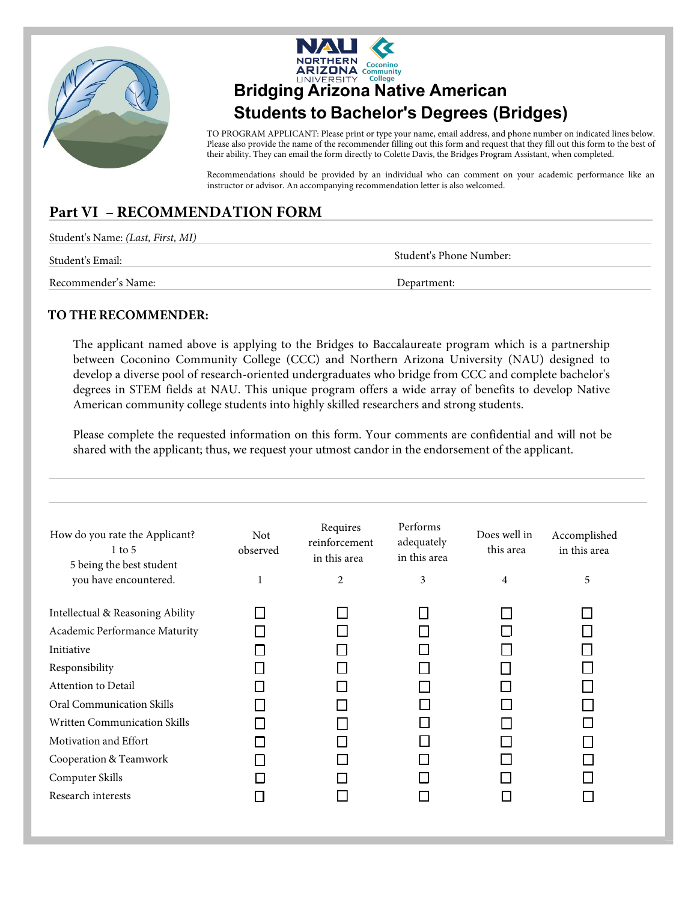NORTHERN ARIZONA UNIVERSITY | Coconino Community College

# Bridging Arizona Native American Students to Bachelor's Degrees (Bridges)

TO PROGRAM APPLICANT: Please print or type your name, email address, and phone number on indicated lines below. Please also provide the name of the recommender filling out this form and request that they fill out this form to the best of their ability. They can email the form directly to Colette Davis, the Bridges Program Assistant, when completed.

Recommendations should be provided by an individual who can comment on your academic performance like an instructor or advisor. An accompanying recommendation letter is also welcomed.

## Part VI – RECOMMENDATION FORM

Student's Name: *(Last, First, MI)*

Student's Email: Student's Phone Number:

Recommender's Name: Department:

### TO THE RECOMMENDER:

The applicant named above is applying to the Bridges to Baccalaureate program which is a partnership between Coconino Community College (CCC) and Northern Arizona University (NAU) designed to develop a diverse pool of research-oriented undergraduates who bridge from CCC and complete bachelor's degrees in STEM fields at NAU. This unique program offers a wide array of benefits to develop Native American community college students into highly skilled researchers and strong students.

Please complete the requested information on this form. Your comments are confidential and will not be shared with the applicant; thus, we request your utmost candor in the endorsement of the applicant.

| How do you rate the Applicant? 1 to 5 5 being the best student you have encountered. | Not observed 1 | Requires reinforcement in this area 2 | Performs adequately in this area 3 | Does well in this area 4 | Accomplished in this area 5 |
|---|---|---|---|---|---|
| Intellectual & Reasoning Ability | ☐ | ☐ | ☐ | ☐ | ☐ |
| Academic Performance Maturity | ☐ | ☐ | ☐ | ☐ | ☐ |
| Initiative | ☐ | ☐ | ☐ | ☐ | ☐ |
| Responsibility | ☐ | ☐ | ☐ | ☐ | ☐ |
| Attention to Detail | ☐ | ☐ | ☐ | ☐ | ☐ |
| Oral Communication Skills | ☐ | ☐ | ☐ | ☐ | ☐ |
| Written Communication Skills | ☐ | ☐ | ☐ | ☐ | ☐ |
| Motivation and Effort | ☐ | ☐ | ☐ | ☐ | ☐ |
| Cooperation & Teamwork | ☐ | ☐ | ☐ | ☐ | ☐ |
| Computer Skills | ☐ | ☐ | ☐ | ☐ | ☐ |
| Research interests | ☐ | ☐ | ☐ | ☐ | ☐ |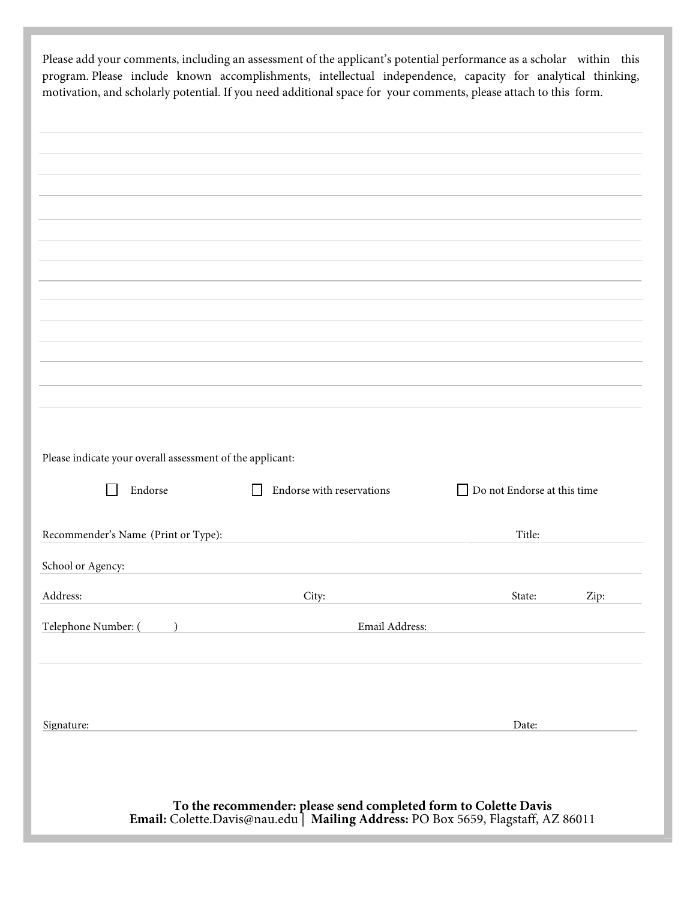Please add your comments, including an assessment of the applicant's potential performance as a scholar within this program. Please include known accomplishments, intellectual independence, capacity for analytical thinking, motivation, and scholarly potential. If you need additional space for your comments, please attach to this form.

Please indicate your overall assessment of the applicant:

☐ Endorse ☐ Endorse with reservations ☐ Do not Endorse at this time

Recommender's Name (Print or Type): ______________________ Title: __________

School or Agency: ______________________

Address: ______________ City: ______________ State: ______ Zip: ______

Telephone Number: ( ) ______________ Email Address: ______________

Signature: ______________________ Date: __________

**To the recommender: please send completed form to Colette Davis**
**Email:** Colette.Davis@nau.edu | **Mailing Address:** PO Box 5659, Flagstaff, AZ 86011